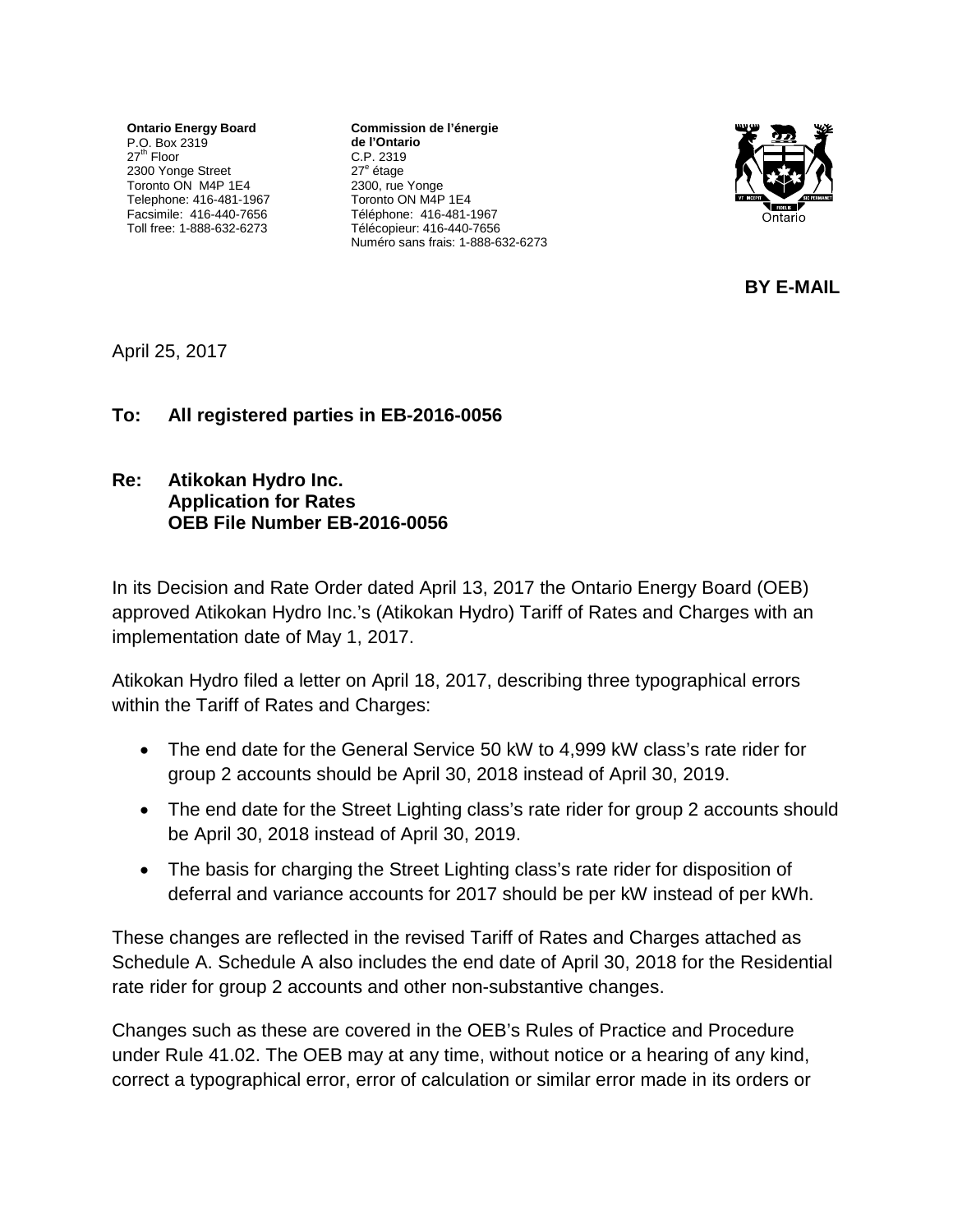**Ontario Energy Board**
P.O. Box 2319
27th Floor
2300 Yonge Street
Toronto ON M4P 1E4
Telephone: 416-481-1967
Facsimile: 416-440-7656
Toll free: 1-888-632-6273

**Commission de l'énergie de l'Ontario**
C.P. 2319
27e étage
2300, rue Yonge
Toronto ON M4P 1E4
Téléphone: 416-481-1967
Télécopieur: 416-440-7656
Numéro sans frais: 1-888-632-6273

Ontario

**BY E-MAIL**

April 25, 2017

**To: All registered parties in EB-2016-0056**

**Re: Atikokan Hydro Inc.**
**Application for Rates**
**OEB File Number EB-2016-0056**

In its Decision and Rate Order dated April 13, 2017 the Ontario Energy Board (OEB) approved Atikokan Hydro Inc.'s (Atikokan Hydro) Tariff of Rates and Charges with an implementation date of May 1, 2017.

Atikokan Hydro filed a letter on April 18, 2017, describing three typographical errors within the Tariff of Rates and Charges:

- The end date for the General Service 50 kW to 4,999 kW class's rate rider for group 2 accounts should be April 30, 2018 instead of April 30, 2019.
- The end date for the Street Lighting class's rate rider for group 2 accounts should be April 30, 2018 instead of April 30, 2019.
- The basis for charging the Street Lighting class's rate rider for disposition of deferral and variance accounts for 2017 should be per kW instead of per kWh.

These changes are reflected in the revised Tariff of Rates and Charges attached as Schedule A. Schedule A also includes the end date of April 30, 2018 for the Residential rate rider for group 2 accounts and other non-substantive changes.

Changes such as these are covered in the OEB's Rules of Practice and Procedure under Rule 41.02. The OEB may at any time, without notice or a hearing of any kind, correct a typographical error, error of calculation or similar error made in its orders or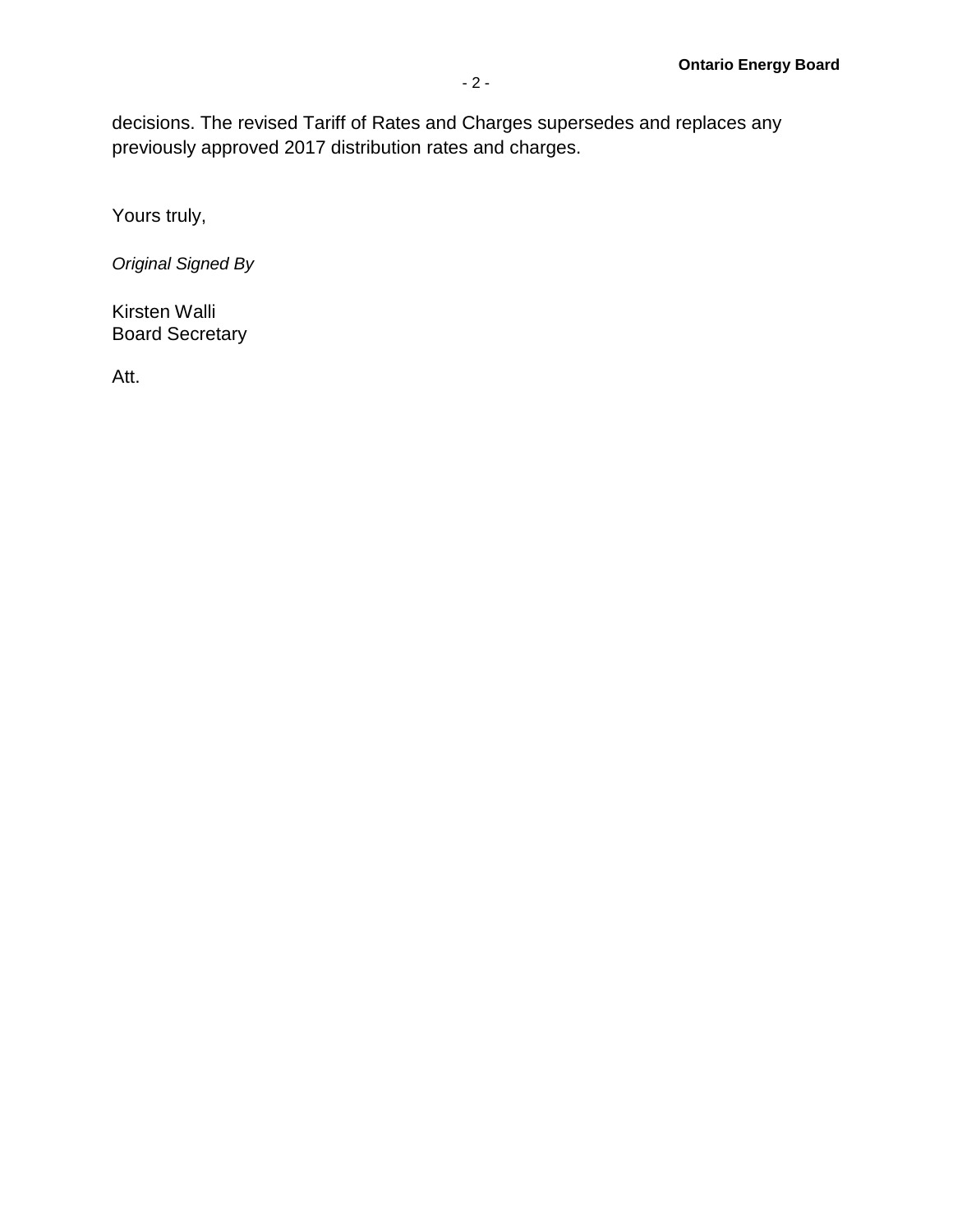decisions. The revised Tariff of Rates and Charges supersedes and replaces any previously approved 2017 distribution rates and charges.

Yours truly,

*Original Signed By*

Kirsten Walli
Board Secretary

Att.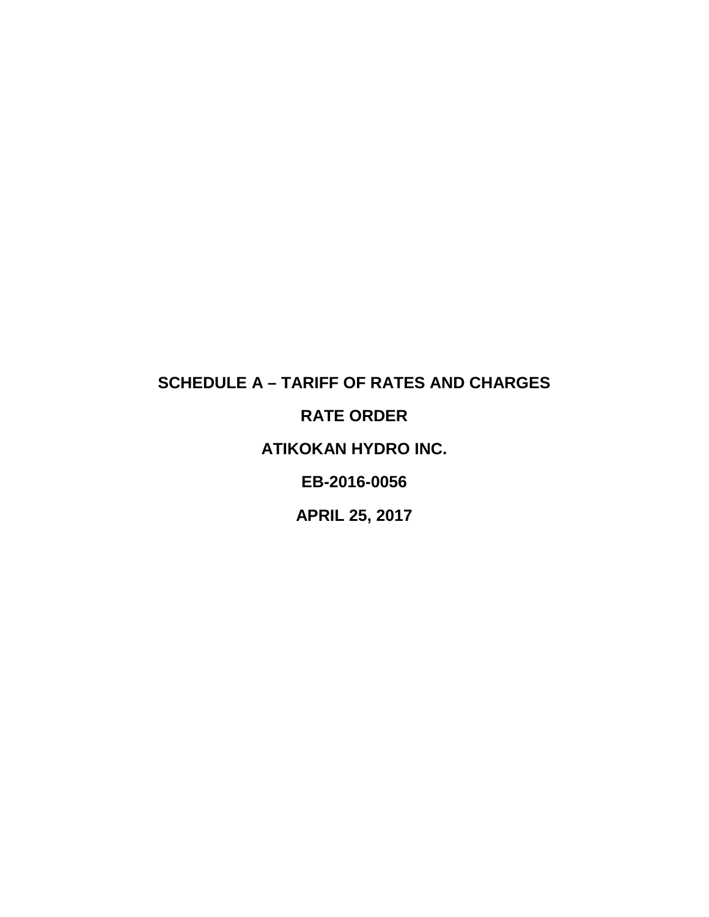**SCHEDULE A – TARIFF OF RATES AND CHARGES**

**RATE ORDER**

**ATIKOKAN HYDRO INC.**

**EB-2016-0056**

**APRIL 25, 2017**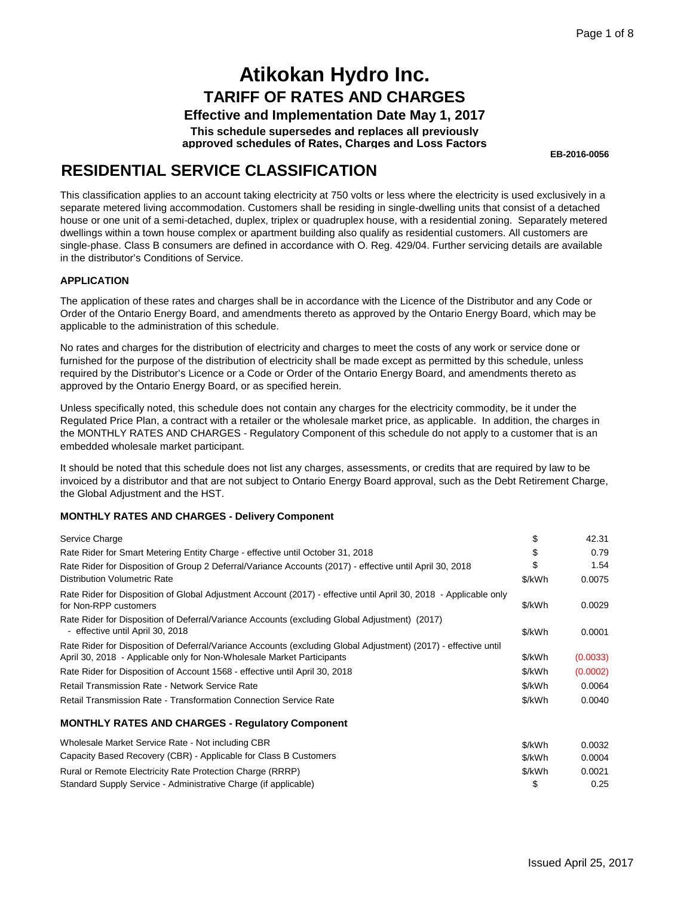# Atikokan Hydro Inc.

## TARIFF OF RATES AND CHARGES

### Effective and Implementation Date May 1, 2017

**This schedule supersedes and replaces all previously approved schedules of Rates, Charges and Loss Factors**

**EB-2016-0056**

## RESIDENTIAL SERVICE CLASSIFICATION

This classification applies to an account taking electricity at 750 volts or less where the electricity is used exclusively in a separate metered living accommodation. Customers shall be residing in single-dwelling units that consist of a detached house or one unit of a semi-detached, duplex, triplex or quadruplex house, with a residential zoning. Separately metered dwellings within a town house complex or apartment building also qualify as residential customers. All customers are single-phase. Class B consumers are defined in accordance with O. Reg. 429/04. Further servicing details are available in the distributor's Conditions of Service.

**APPLICATION**

The application of these rates and charges shall be in accordance with the Licence of the Distributor and any Code or Order of the Ontario Energy Board, and amendments thereto as approved by the Ontario Energy Board, which may be applicable to the administration of this schedule.

No rates and charges for the distribution of electricity and charges to meet the costs of any work or service done or furnished for the purpose of the distribution of electricity shall be made except as permitted by this schedule, unless required by the Distributor's Licence or a Code or Order of the Ontario Energy Board, and amendments thereto as approved by the Ontario Energy Board, or as specified herein.

Unless specifically noted, this schedule does not contain any charges for the electricity commodity, be it under the Regulated Price Plan, a contract with a retailer or the wholesale market price, as applicable. In addition, the charges in the MONTHLY RATES AND CHARGES - Regulatory Component of this schedule do not apply to a customer that is an embedded wholesale market participant.

It should be noted that this schedule does not list any charges, assessments, or credits that are required by law to be invoiced by a distributor and that are not subject to Ontario Energy Board approval, such as the Debt Retirement Charge, the Global Adjustment and the HST.

**MONTHLY RATES AND CHARGES - Delivery Component**

| | | |
|---|---|---|
| Service Charge | $ | 42.31 |
| Rate Rider for Smart Metering Entity Charge - effective until October 31, 2018 | $ | 0.79 |
| Rate Rider for Disposition of Group 2 Deferral/Variance Accounts (2017) - effective until April 30, 2018 | $ | 1.54 |
| Distribution Volumetric Rate | $/kWh | 0.0075 |
| Rate Rider for Disposition of Global Adjustment Account (2017) - effective until April 30, 2018 - Applicable only for Non-RPP customers | $/kWh | 0.0029 |
| Rate Rider for Disposition of Deferral/Variance Accounts (excluding Global Adjustment) (2017) - effective until April 30, 2018 | $/kWh | 0.0001 |
| Rate Rider for Disposition of Deferral/Variance Accounts (excluding Global Adjustment) (2017) - effective until April 30, 2018 - Applicable only for Non-Wholesale Market Participants | $/kWh | (0.0033) |
| Rate Rider for Disposition of Account 1568 - effective until April 30, 2018 | $/kWh | (0.0002) |
| Retail Transmission Rate - Network Service Rate | $/kWh | 0.0064 |
| Retail Transmission Rate - Transformation Connection Service Rate | $/kWh | 0.0040 |

**MONTHLY RATES AND CHARGES - Regulatory Component**

| | | |
|---|---|---|
| Wholesale Market Service Rate - Not including CBR | $/kWh | 0.0032 |
| Capacity Based Recovery (CBR) - Applicable for Class B Customers | $/kWh | 0.0004 |
| Rural or Remote Electricity Rate Protection Charge (RRRP) | $/kWh | 0.0021 |
| Standard Supply Service - Administrative Charge (if applicable) | $ | 0.25 |

Issued April 25, 2017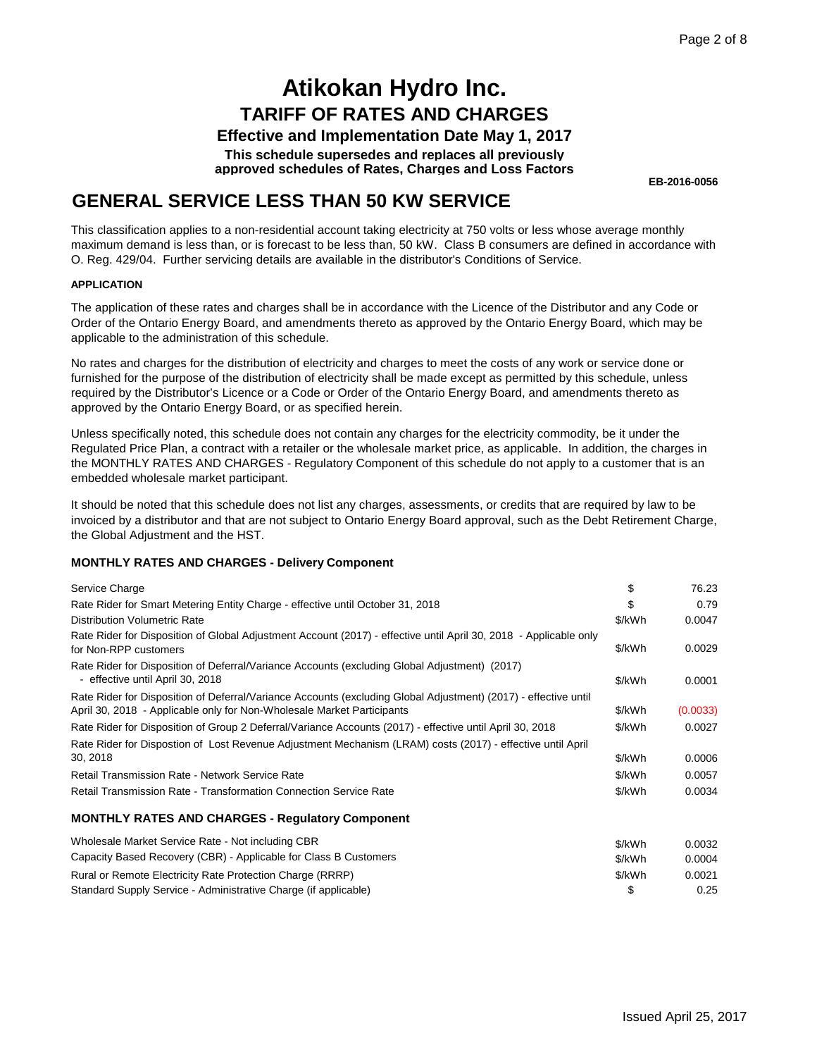# Atikokan Hydro Inc.

## TARIFF OF RATES AND CHARGES

### Effective and Implementation Date May 1, 2017

**This schedule supersedes and replaces all previously approved schedules of Rates, Charges and Loss Factors**

**EB-2016-0056**

## GENERAL SERVICE LESS THAN 50 KW SERVICE

This classification applies to a non-residential account taking electricity at 750 volts or less whose average monthly maximum demand is less than, or is forecast to be less than, 50 kW. Class B consumers are defined in accordance with O. Reg. 429/04. Further servicing details are available in the distributor's Conditions of Service.

**APPLICATION**

The application of these rates and charges shall be in accordance with the Licence of the Distributor and any Code or Order of the Ontario Energy Board, and amendments thereto as approved by the Ontario Energy Board, which may be applicable to the administration of this schedule.

No rates and charges for the distribution of electricity and charges to meet the costs of any work or service done or furnished for the purpose of the distribution of electricity shall be made except as permitted by this schedule, unless required by the Distributor's Licence or a Code or Order of the Ontario Energy Board, and amendments thereto as approved by the Ontario Energy Board, or as specified herein.

Unless specifically noted, this schedule does not contain any charges for the electricity commodity, be it under the Regulated Price Plan, a contract with a retailer or the wholesale market price, as applicable. In addition, the charges in the MONTHLY RATES AND CHARGES - Regulatory Component of this schedule do not apply to a customer that is an embedded wholesale market participant.

It should be noted that this schedule does not list any charges, assessments, or credits that are required by law to be invoiced by a distributor and that are not subject to Ontario Energy Board approval, such as the Debt Retirement Charge, the Global Adjustment and the HST.

**MONTHLY RATES AND CHARGES - Delivery Component**

| Description | Unit | Rate |
|---|---|---|
| Service Charge | $ | 76.23 |
| Rate Rider for Smart Metering Entity Charge - effective until October 31, 2018 | $ | 0.79 |
| Distribution Volumetric Rate | $/kWh | 0.0047 |
| Rate Rider for Disposition of Global Adjustment Account (2017) - effective until April 30, 2018 - Applicable only for Non-RPP customers | $/kWh | 0.0029 |
| Rate Rider for Disposition of Deferral/Variance Accounts (excluding Global Adjustment) (2017) - effective until April 30, 2018 | $/kWh | 0.0001 |
| Rate Rider for Disposition of Deferral/Variance Accounts (excluding Global Adjustment) (2017) - effective until April 30, 2018 - Applicable only for Non-Wholesale Market Participants | $/kWh | (0.0033) |
| Rate Rider for Disposition of Group 2 Deferral/Variance Accounts (2017) - effective until April 30, 2018 | $/kWh | 0.0027 |
| Rate Rider for Dispostion of Lost Revenue Adjustment Mechanism (LRAM) costs (2017) - effective until April 30, 2018 | $/kWh | 0.0006 |
| Retail Transmission Rate - Network Service Rate | $/kWh | 0.0057 |
| Retail Transmission Rate - Transformation Connection Service Rate | $/kWh | 0.0034 |

**MONTHLY RATES AND CHARGES - Regulatory Component**

| Description | Unit | Rate |
|---|---|---|
| Wholesale Market Service Rate - Not including CBR | $/kWh | 0.0032 |
| Capacity Based Recovery (CBR) - Applicable for Class B Customers | $/kWh | 0.0004 |
| Rural or Remote Electricity Rate Protection Charge (RRRP) | $/kWh | 0.0021 |
| Standard Supply Service - Administrative Charge (if applicable) | $ | 0.25 |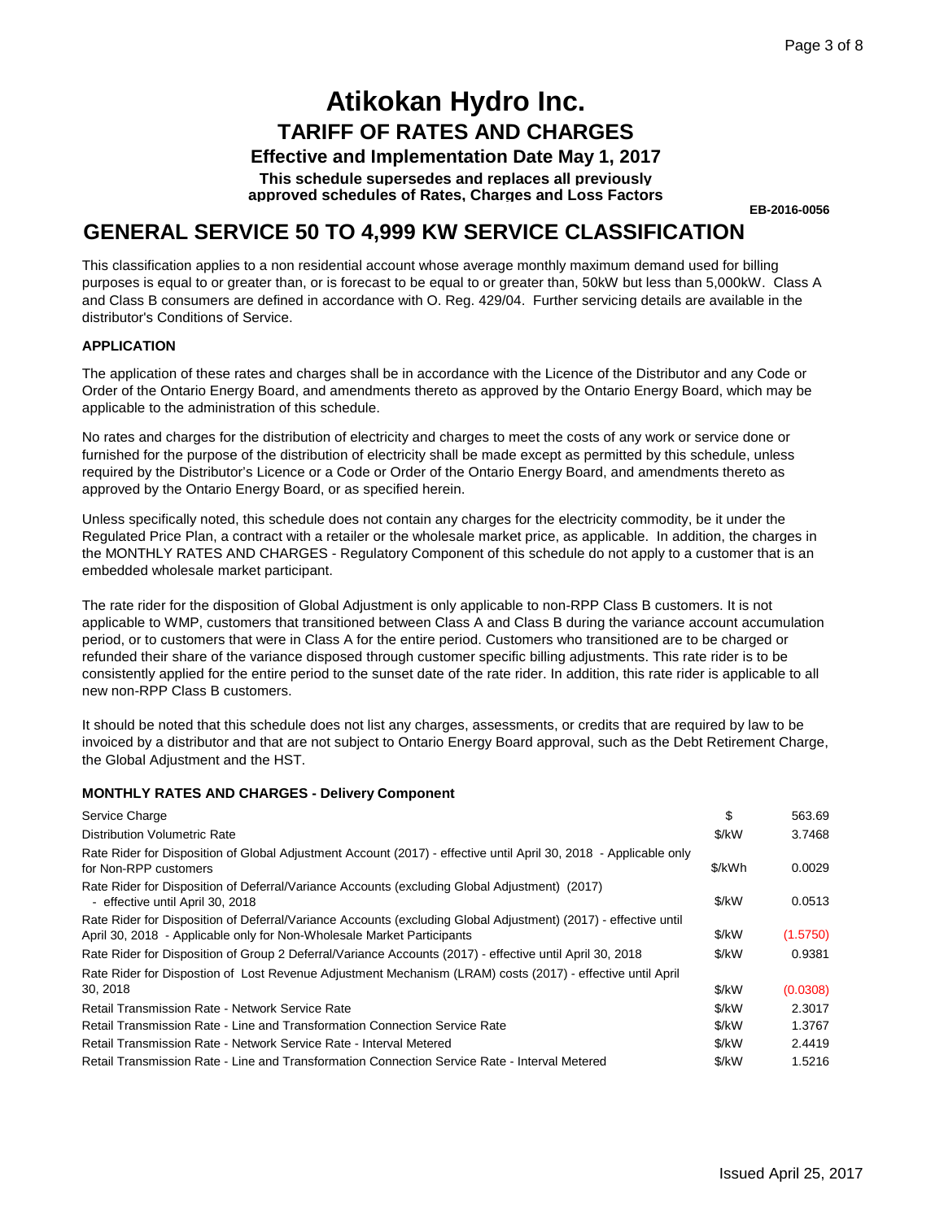# Atikokan Hydro Inc.

## TARIFF OF RATES AND CHARGES

### Effective and Implementation Date May 1, 2017

**This schedule supersedes and replaces all previously approved schedules of Rates, Charges and Loss Factors**

**EB-2016-0056**

## GENERAL SERVICE 50 TO 4,999 KW SERVICE CLASSIFICATION

This classification applies to a non residential account whose average monthly maximum demand used for billing purposes is equal to or greater than, or is forecast to be equal to or greater than, 50kW but less than 5,000kW. Class A and Class B consumers are defined in accordance with O. Reg. 429/04. Further servicing details are available in the distributor's Conditions of Service.

**APPLICATION**

The application of these rates and charges shall be in accordance with the Licence of the Distributor and any Code or Order of the Ontario Energy Board, and amendments thereto as approved by the Ontario Energy Board, which may be applicable to the administration of this schedule.

No rates and charges for the distribution of electricity and charges to meet the costs of any work or service done or furnished for the purpose of the distribution of electricity shall be made except as permitted by this schedule, unless required by the Distributor's Licence or a Code or Order of the Ontario Energy Board, and amendments thereto as approved by the Ontario Energy Board, or as specified herein.

Unless specifically noted, this schedule does not contain any charges for the electricity commodity, be it under the Regulated Price Plan, a contract with a retailer or the wholesale market price, as applicable. In addition, the charges in the MONTHLY RATES AND CHARGES - Regulatory Component of this schedule do not apply to a customer that is an embedded wholesale market participant.

The rate rider for the disposition of Global Adjustment is only applicable to non-RPP Class B customers. It is not applicable to WMP, customers that transitioned between Class A and Class B during the variance account accumulation period, or to customers that were in Class A for the entire period. Customers who transitioned are to be charged or refunded their share of the variance disposed through customer specific billing adjustments. This rate rider is to be consistently applied for the entire period to the sunset date of the rate rider. In addition, this rate rider is applicable to all new non-RPP Class B customers.

It should be noted that this schedule does not list any charges, assessments, or credits that are required by law to be invoiced by a distributor and that are not subject to Ontario Energy Board approval, such as the Debt Retirement Charge, the Global Adjustment and the HST.

**MONTHLY RATES AND CHARGES - Delivery Component**

| | | |
|---|---|---|
| Service Charge | $ | 563.69 |
| Distribution Volumetric Rate | $/kW | 3.7468 |
| Rate Rider for Disposition of Global Adjustment Account (2017) - effective until April 30, 2018 - Applicable only for Non-RPP customers | $/kWh | 0.0029 |
| Rate Rider for Disposition of Deferral/Variance Accounts (excluding Global Adjustment) (2017) - effective until April 30, 2018 | $/kW | 0.0513 |
| Rate Rider for Disposition of Deferral/Variance Accounts (excluding Global Adjustment) (2017) - effective until April 30, 2018 - Applicable only for Non-Wholesale Market Participants | $/kW | (1.5750) |
| Rate Rider for Disposition of Group 2 Deferral/Variance Accounts (2017) - effective until April 30, 2018 | $/kW | 0.9381 |
| Rate Rider for Dispostion of Lost Revenue Adjustment Mechanism (LRAM) costs (2017) - effective until April 30, 2018 | $/kW | (0.0308) |
| Retail Transmission Rate - Network Service Rate | $/kW | 2.3017 |
| Retail Transmission Rate - Line and Transformation Connection Service Rate | $/kW | 1.3767 |
| Retail Transmission Rate - Network Service Rate - Interval Metered | $/kW | 2.4419 |
| Retail Transmission Rate - Line and Transformation Connection Service Rate - Interval Metered | $/kW | 1.5216 |

Issued April 25, 2017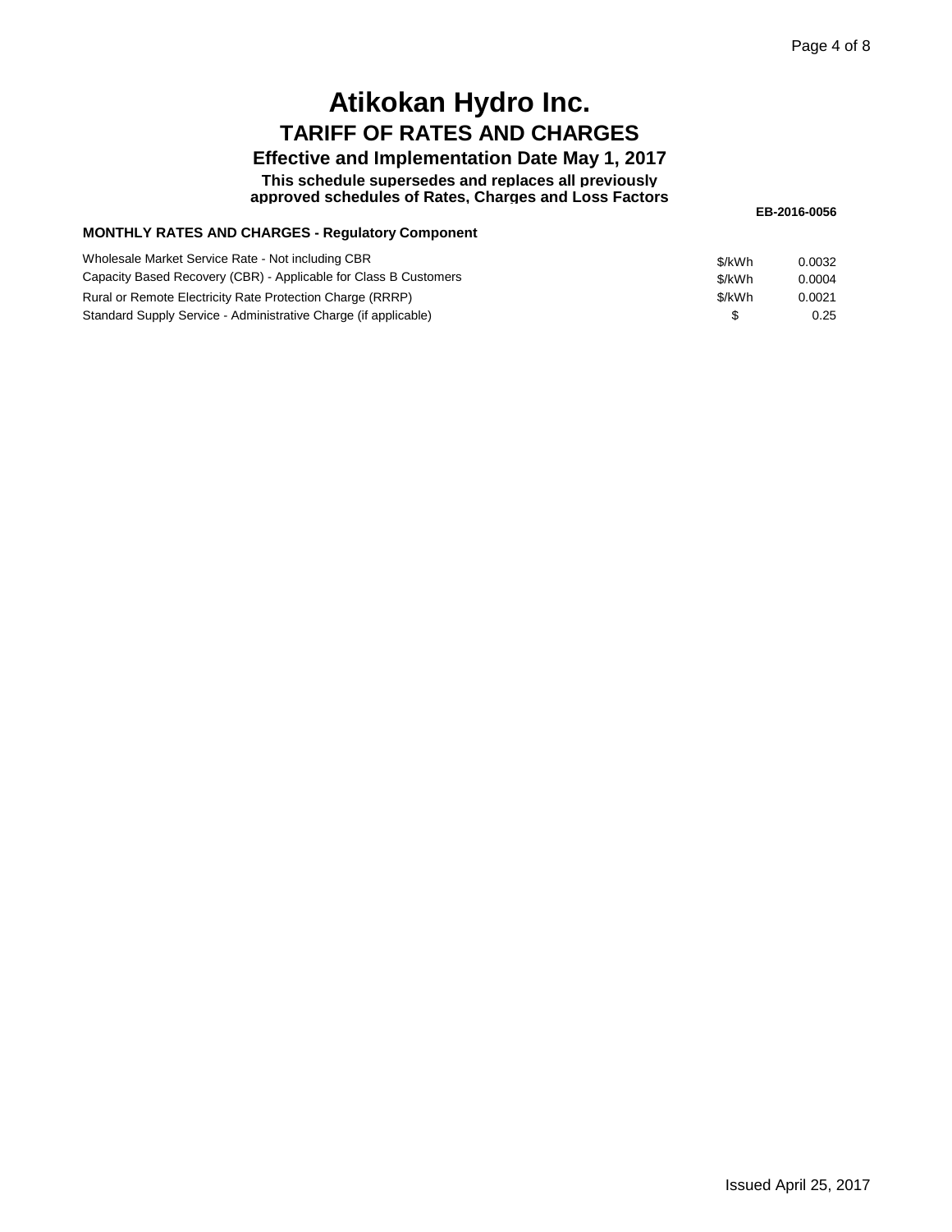# Atikokan Hydro Inc.

## TARIFF OF RATES AND CHARGES

### Effective and Implementation Date May 1, 2017

**This schedule supersedes and replaces all previously approved schedules of Rates, Charges and Loss Factors**

**EB-2016-0056**

**MONTHLY RATES AND CHARGES - Regulatory Component**

| | | |
|---|---|---|
| Wholesale Market Service Rate - Not including CBR | $/kWh | 0.0032 |
| Capacity Based Recovery (CBR) - Applicable for Class B Customers | $/kWh | 0.0004 |
| Rural or Remote Electricity Rate Protection Charge (RRRP) | $/kWh | 0.0021 |
| Standard Supply Service - Administrative Charge (if applicable) | $ | 0.25 |

Issued April 25, 2017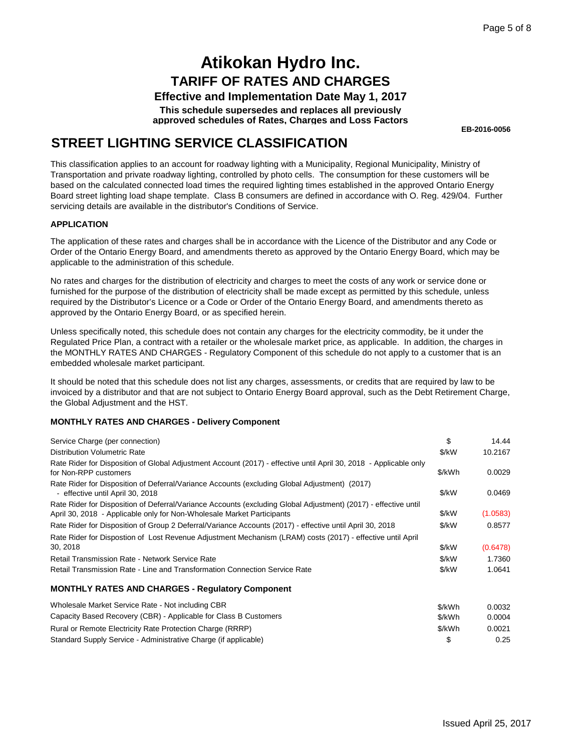# Atikokan Hydro Inc.

## TARIFF OF RATES AND CHARGES

### Effective and Implementation Date May 1, 2017

**This schedule supersedes and replaces all previously approved schedules of Rates, Charges and Loss Factors**

**EB-2016-0056**

## STREET LIGHTING SERVICE CLASSIFICATION

This classification applies to an account for roadway lighting with a Municipality, Regional Municipality, Ministry of Transportation and private roadway lighting, controlled by photo cells. The consumption for these customers will be based on the calculated connected load times the required lighting times established in the approved Ontario Energy Board street lighting load shape template. Class B consumers are defined in accordance with O. Reg. 429/04. Further servicing details are available in the distributor's Conditions of Service.

**APPLICATION**

The application of these rates and charges shall be in accordance with the Licence of the Distributor and any Code or Order of the Ontario Energy Board, and amendments thereto as approved by the Ontario Energy Board, which may be applicable to the administration of this schedule.

No rates and charges for the distribution of electricity and charges to meet the costs of any work or service done or furnished for the purpose of the distribution of electricity shall be made except as permitted by this schedule, unless required by the Distributor's Licence or a Code or Order of the Ontario Energy Board, and amendments thereto as approved by the Ontario Energy Board, or as specified herein.

Unless specifically noted, this schedule does not contain any charges for the electricity commodity, be it under the Regulated Price Plan, a contract with a retailer or the wholesale market price, as applicable. In addition, the charges in the MONTHLY RATES AND CHARGES - Regulatory Component of this schedule do not apply to a customer that is an embedded wholesale market participant.

It should be noted that this schedule does not list any charges, assessments, or credits that are required by law to be invoiced by a distributor and that are not subject to Ontario Energy Board approval, such as the Debt Retirement Charge, the Global Adjustment and the HST.

**MONTHLY RATES AND CHARGES - Delivery Component**

| | | |
|---|---|---|
| Service Charge (per connection) | $ | 14.44 |
| Distribution Volumetric Rate | $/kW | 10.2167 |
| Rate Rider for Disposition of Global Adjustment Account (2017) - effective until April 30, 2018 - Applicable only for Non-RPP customers | $/kWh | 0.0029 |
| Rate Rider for Disposition of Deferral/Variance Accounts (excluding Global Adjustment) (2017) - effective until April 30, 2018 | $/kW | 0.0469 |
| Rate Rider for Disposition of Deferral/Variance Accounts (excluding Global Adjustment) (2017) - effective until April 30, 2018 - Applicable only for Non-Wholesale Market Participants | $/kW | (1.0583) |
| Rate Rider for Disposition of Group 2 Deferral/Variance Accounts (2017) - effective until April 30, 2018 | $/kW | 0.8577 |
| Rate Rider for Dispostion of Lost Revenue Adjustment Mechanism (LRAM) costs (2017) - effective until April 30, 2018 | $/kW | (0.6478) |
| Retail Transmission Rate - Network Service Rate | $/kW | 1.7360 |
| Retail Transmission Rate - Line and Transformation Connection Service Rate | $/kW | 1.0641 |

**MONTHLY RATES AND CHARGES - Regulatory Component**

| | | |
|---|---|---|
| Wholesale Market Service Rate - Not including CBR | $/kWh | 0.0032 |
| Capacity Based Recovery (CBR) - Applicable for Class B Customers | $/kWh | 0.0004 |
| Rural or Remote Electricity Rate Protection Charge (RRRP) | $/kWh | 0.0021 |
| Standard Supply Service - Administrative Charge (if applicable) | $ | 0.25 |

Issued April 25, 2017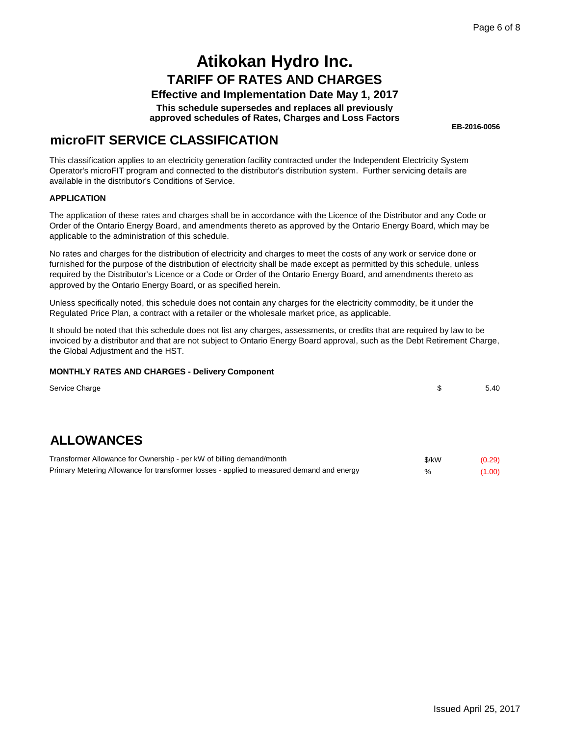# Atikokan Hydro Inc.

## TARIFF OF RATES AND CHARGES

### Effective and Implementation Date May 1, 2017

**This schedule supersedes and replaces all previously approved schedules of Rates, Charges and Loss Factors**

**EB-2016-0056**

## microFIT SERVICE CLASSIFICATION

This classification applies to an electricity generation facility contracted under the Independent Electricity System Operator's microFIT program and connected to the distributor's distribution system. Further servicing details are available in the distributor's Conditions of Service.

**APPLICATION**

The application of these rates and charges shall be in accordance with the Licence of the Distributor and any Code or Order of the Ontario Energy Board, and amendments thereto as approved by the Ontario Energy Board, which may be applicable to the administration of this schedule.

No rates and charges for the distribution of electricity and charges to meet the costs of any work or service done or furnished for the purpose of the distribution of electricity shall be made except as permitted by this schedule, unless required by the Distributor's Licence or a Code or Order of the Ontario Energy Board, and amendments thereto as approved by the Ontario Energy Board, or as specified herein.

Unless specifically noted, this schedule does not contain any charges for the electricity commodity, be it under the Regulated Price Plan, a contract with a retailer or the wholesale market price, as applicable.

It should be noted that this schedule does not list any charges, assessments, or credits that are required by law to be invoiced by a distributor and that are not subject to Ontario Energy Board approval, such as the Debt Retirement Charge, the Global Adjustment and the HST.

**MONTHLY RATES AND CHARGES - Delivery Component**

| | | |
|---|---|---|
| Service Charge | $ | 5.40 |

## ALLOWANCES

| | | |
|---|---|---|
| Transformer Allowance for Ownership - per kW of billing demand/month | $/kW | (0.29) |
| Primary Metering Allowance for transformer losses - applied to measured demand and energy | % | (1.00) |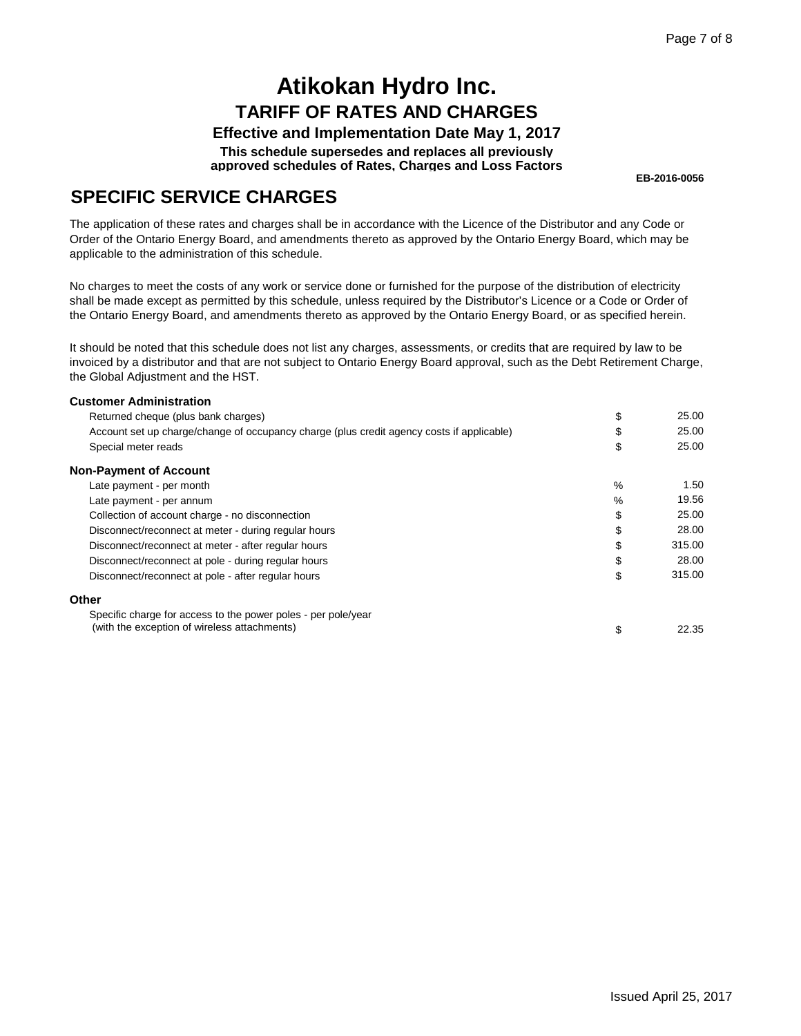# Atikokan Hydro Inc.

## TARIFF OF RATES AND CHARGES

### Effective and Implementation Date May 1, 2017

**This schedule supersedes and replaces all previously approved schedules of Rates, Charges and Loss Factors**

**EB-2016-0056**

## SPECIFIC SERVICE CHARGES

The application of these rates and charges shall be in accordance with the Licence of the Distributor and any Code or Order of the Ontario Energy Board, and amendments thereto as approved by the Ontario Energy Board, which may be applicable to the administration of this schedule.

No charges to meet the costs of any work or service done or furnished for the purpose of the distribution of electricity shall be made except as permitted by this schedule, unless required by the Distributor's Licence or a Code or Order of the Ontario Energy Board, and amendments thereto as approved by the Ontario Energy Board, or as specified herein.

It should be noted that this schedule does not list any charges, assessments, or credits that are required by law to be invoiced by a distributor and that are not subject to Ontario Energy Board approval, such as the Debt Retirement Charge, the Global Adjustment and the HST.

| | | |
|---|---|---|
| **Customer Administration** | | |
| Returned cheque (plus bank charges) | $ | 25.00 |
| Account set up charge/change of occupancy charge (plus credit agency costs if applicable) | $ | 25.00 |
| Special meter reads | $ | 25.00 |
| **Non-Payment of Account** | | |
| Late payment - per month | % | 1.50 |
| Late payment - per annum | % | 19.56 |
| Collection of account charge - no disconnection | $ | 25.00 |
| Disconnect/reconnect at meter - during regular hours | $ | 28.00 |
| Disconnect/reconnect at meter - after regular hours | $ | 315.00 |
| Disconnect/reconnect at pole - during regular hours | $ | 28.00 |
| Disconnect/reconnect at pole - after regular hours | $ | 315.00 |
| **Other** | | |
| Specific charge for access to the power poles - per pole/year (with the exception of wireless attachments) | $ | 22.35 |

Issued April 25, 2017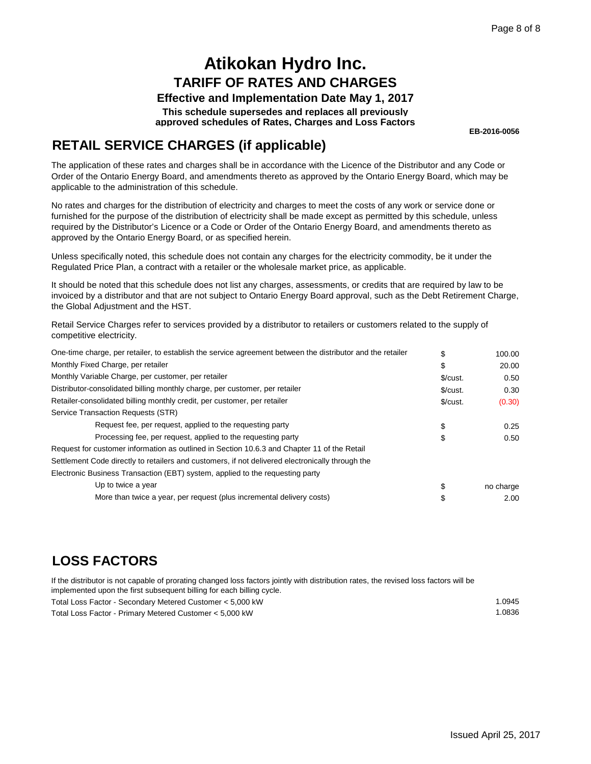# Atikokan Hydro Inc.

## TARIFF OF RATES AND CHARGES

### Effective and Implementation Date May 1, 2017

**This schedule supersedes and replaces all previously approved schedules of Rates, Charges and Loss Factors**

**EB-2016-0056**

## RETAIL SERVICE CHARGES (if applicable)

The application of these rates and charges shall be in accordance with the Licence of the Distributor and any Code or Order of the Ontario Energy Board, and amendments thereto as approved by the Ontario Energy Board, which may be applicable to the administration of this schedule.

No rates and charges for the distribution of electricity and charges to meet the costs of any work or service done or furnished for the purpose of the distribution of electricity shall be made except as permitted by this schedule, unless required by the Distributor's Licence or a Code or Order of the Ontario Energy Board, and amendments thereto as approved by the Ontario Energy Board, or as specified herein.

Unless specifically noted, this schedule does not contain any charges for the electricity commodity, be it under the Regulated Price Plan, a contract with a retailer or the wholesale market price, as applicable.

It should be noted that this schedule does not list any charges, assessments, or credits that are required by law to be invoiced by a distributor and that are not subject to Ontario Energy Board approval, such as the Debt Retirement Charge, the Global Adjustment and the HST.

Retail Service Charges refer to services provided by a distributor to retailers or customers related to the supply of competitive electricity.

| | | |
|---|---|---|
| One-time charge, per retailer, to establish the service agreement between the distributor and the retailer | $ | 100.00 |
| Monthly Fixed Charge, per retailer | $ | 20.00 |
| Monthly Variable Charge, per customer, per retailer | $/cust. | 0.50 |
| Distributor-consolidated billing monthly charge, per customer, per retailer | $/cust. | 0.30 |
| Retailer-consolidated billing monthly credit, per customer, per retailer | $/cust. | (0.30) |
| Service Transaction Requests (STR) | | |
| Request fee, per request, applied to the requesting party | $ | 0.25 |
| Processing fee, per request, applied to the requesting party | $ | 0.50 |
| Request for customer information as outlined in Section 10.6.3 and Chapter 11 of the Retail Settlement Code directly to retailers and customers, if not delivered electronically through the Electronic Business Transaction (EBT) system, applied to the requesting party | | |
| Up to twice a year | $ | no charge |
| More than twice a year, per request (plus incremental delivery costs) | $ | 2.00 |

## LOSS FACTORS

If the distributor is not capable of prorating changed loss factors jointly with distribution rates, the revised loss factors will be implemented upon the first subsequent billing for each billing cycle.

| | |
|---|---|
| Total Loss Factor - Secondary Metered Customer < 5,000 kW | 1.0945 |
| Total Loss Factor - Primary Metered Customer < 5,000 kW | 1.0836 |

Issued April 25, 2017